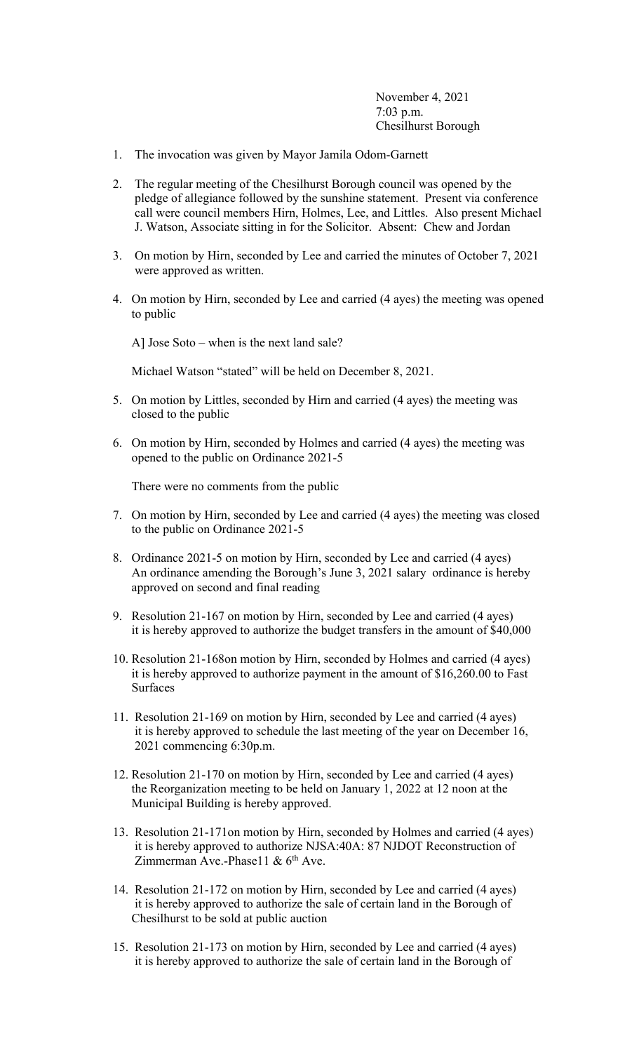November 4, 2021
7:03 p.m.
Chesilhurst Borough

1. The invocation was given by Mayor Jamila Odom-Garnett

2. The regular meeting of the Chesilhurst Borough council was opened by the pledge of allegiance followed by the sunshine statement. Present via conference call were council members Hirn, Holmes, Lee, and Littles. Also present Michael J. Watson, Associate sitting in for the Solicitor. Absent: Chew and Jordan

3. On motion by Hirn, seconded by Lee and carried the minutes of October 7, 2021 were approved as written.

4. On motion by Hirn, seconded by Lee and carried (4 ayes) the meeting was opened to public

   A] Jose Soto – when is the next land sale?

   Michael Watson "stated" will be held on December 8, 2021.

5. On motion by Littles, seconded by Hirn and carried (4 ayes) the meeting was closed to the public

6. On motion by Hirn, seconded by Holmes and carried (4 ayes) the meeting was opened to the public on Ordinance 2021-5

   There were no comments from the public

7. On motion by Hirn, seconded by Lee and carried (4 ayes) the meeting was closed to the public on Ordinance 2021-5

8. Ordinance 2021-5 on motion by Hirn, seconded by Lee and carried (4 ayes) An ordinance amending the Borough's June 3, 2021 salary ordinance is hereby approved on second and final reading

9. Resolution 21-167 on motion by Hirn, seconded by Lee and carried (4 ayes) it is hereby approved to authorize the budget transfers in the amount of $40,000

10. Resolution 21-168on motion by Hirn, seconded by Holmes and carried (4 ayes) it is hereby approved to authorize payment in the amount of $16,260.00 to Fast Surfaces

11. Resolution 21-169 on motion by Hirn, seconded by Lee and carried (4 ayes) it is hereby approved to schedule the last meeting of the year on December 16, 2021 commencing 6:30p.m.

12. Resolution 21-170 on motion by Hirn, seconded by Lee and carried (4 ayes) the Reorganization meeting to be held on January 1, 2022 at 12 noon at the Municipal Building is hereby approved.

13. Resolution 21-171on motion by Hirn, seconded by Holmes and carried (4 ayes) it is hereby approved to authorize NJSA:40A: 87 NJDOT Reconstruction of Zimmerman Ave.-Phase11 & 6th Ave.

14. Resolution 21-172 on motion by Hirn, seconded by Lee and carried (4 ayes) it is hereby approved to authorize the sale of certain land in the Borough of Chesilhurst to be sold at public auction

15. Resolution 21-173 on motion by Hirn, seconded by Lee and carried (4 ayes) it is hereby approved to authorize the sale of certain land in the Borough of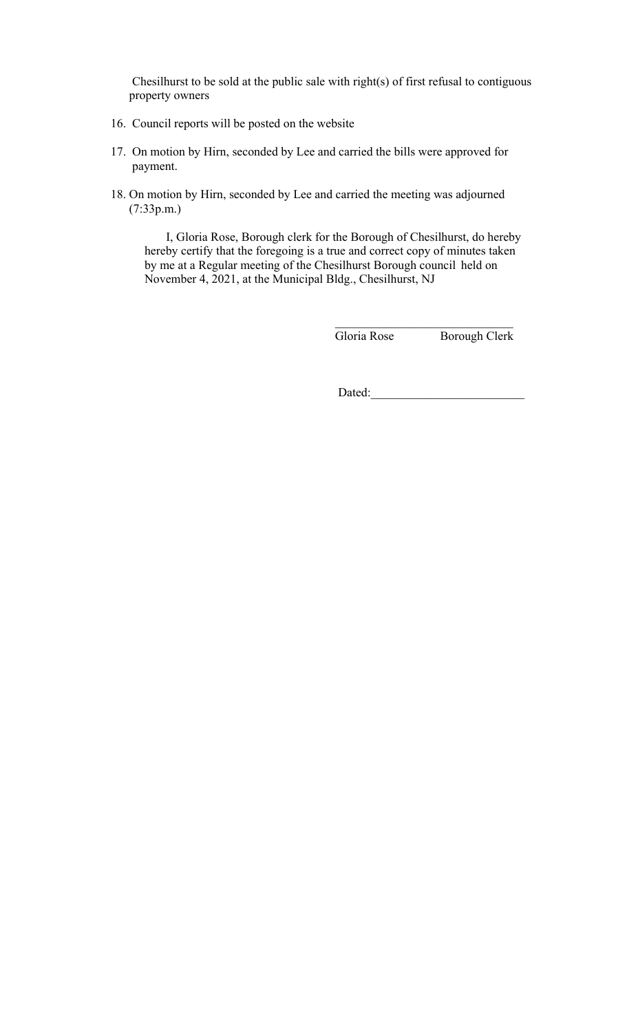Chesilhurst to be sold at the public sale with right(s) of first refusal to contiguous property owners

16. Council reports will be posted on the website

17. On motion by Hirn, seconded by Lee and carried the bills were approved for payment.

18. On motion by Hirn, seconded by Lee and carried the meeting was adjourned (7:33p.m.)

I, Gloria Rose, Borough clerk for the Borough of Chesilhurst, do hereby hereby certify that the foregoing is a true and correct copy of minutes taken by me at a Regular meeting of the Chesilhurst Borough council held on November 4, 2021, at the Municipal Bldg., Chesilhurst, NJ

______________________________
Gloria Rose Borough Clerk

Dated:________________________